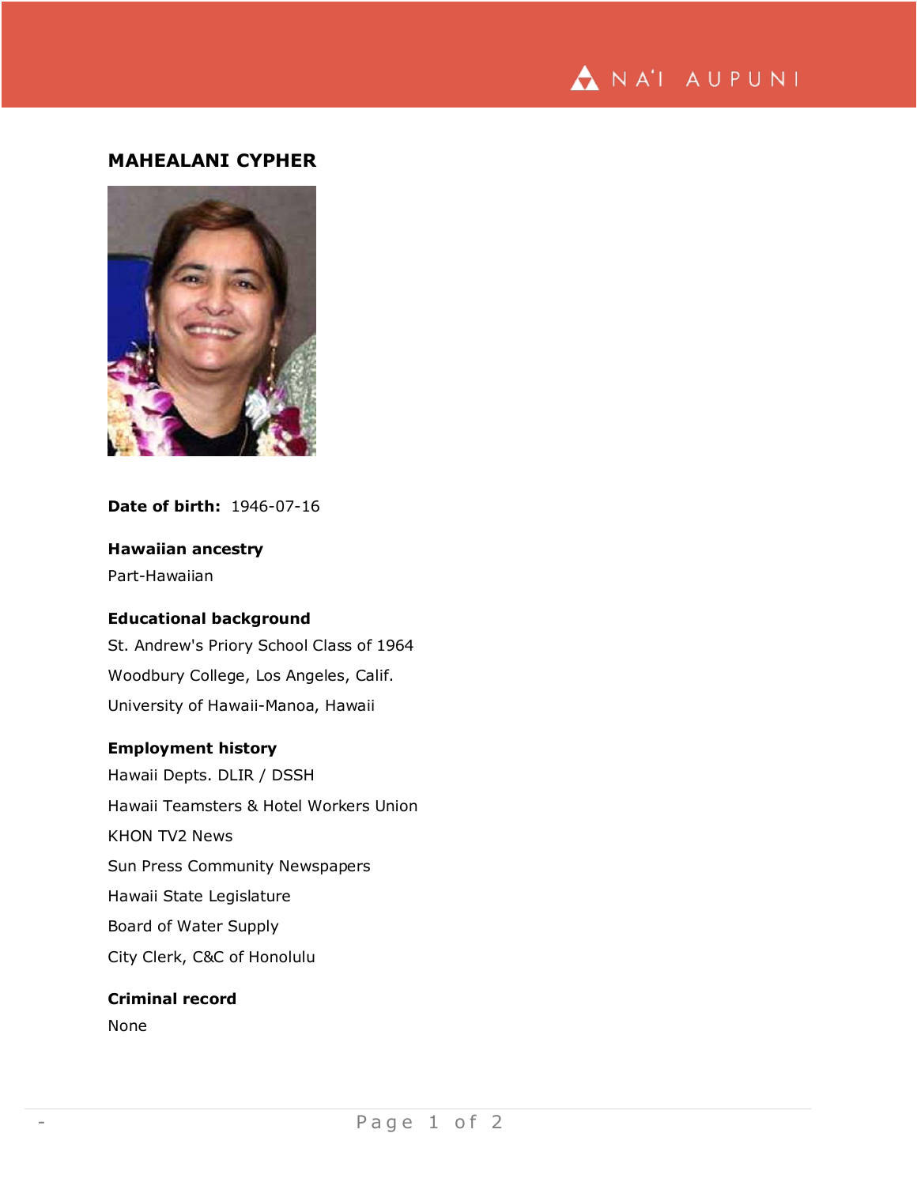# MAHEALANI CYPHER

**Date of birth:** 1946-07-16

**Hawaiian ancestry**

Part-Hawaiian

**Educational background**

St. Andrew's Priory School Class of 1964

Woodbury College, Los Angeles, Calif.

University of Hawaii-Manoa, Hawaii

**Employment history**

Hawaii Depts. DLIR / DSSH

Hawaii Teamsters & Hotel Workers Union

KHON TV2 News

Sun Press Community Newspapers

Hawaii State Legislature

Board of Water Supply

City Clerk, C&C of Honolulu

**Criminal record**

None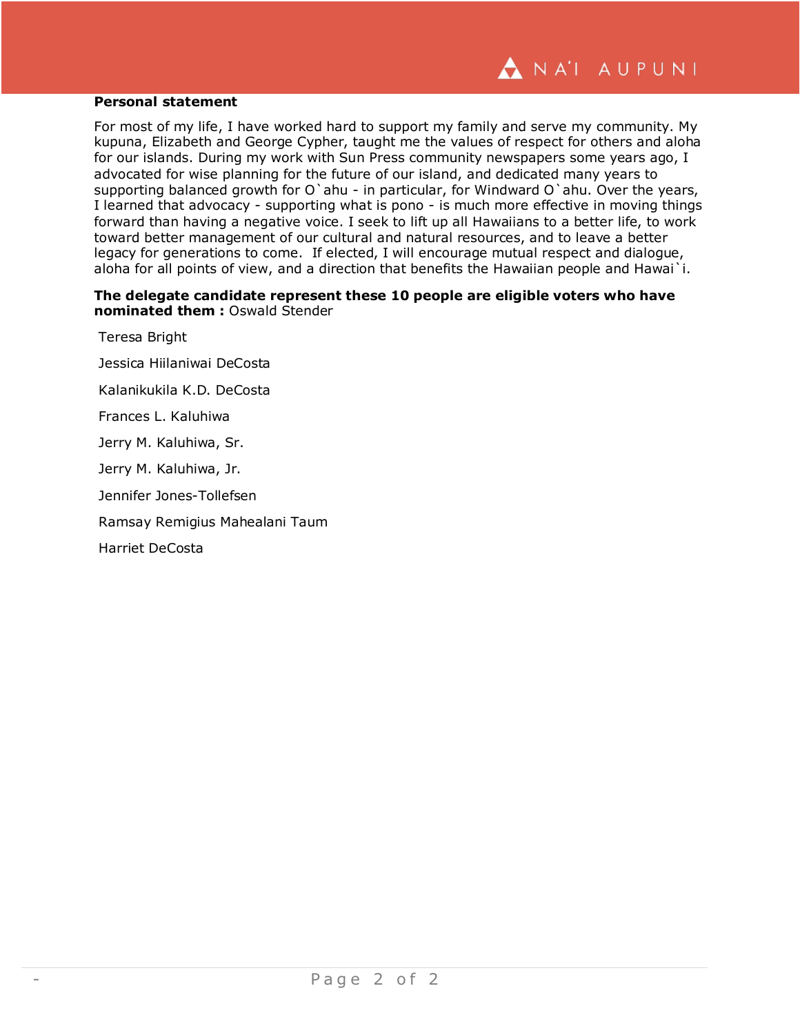**Personal statement**

For most of my life, I have worked hard to support my family and serve my community. My kupuna, Elizabeth and George Cypher, taught me the values of respect for others and aloha for our islands. During my work with Sun Press community newspapers some years ago, I advocated for wise planning for the future of our island, and dedicated many years to supporting balanced growth for O`ahu - in particular, for Windward O`ahu. Over the years, I learned that advocacy - supporting what is pono - is much more effective in moving things forward than having a negative voice. I seek to lift up all Hawaiians to a better life, to work toward better management of our cultural and natural resources, and to leave a better legacy for generations to come. If elected, I will encourage mutual respect and dialogue, aloha for all points of view, and a direction that benefits the Hawaiian people and Hawai`i.

**The delegate candidate represent these 10 people are eligible voters who have nominated them :** Oswald Stender

Teresa Bright

Jessica Hiilaniwai DeCosta

Kalanikukila K.D. DeCosta

Frances L. Kaluhiwa

Jerry M. Kaluhiwa, Sr.

Jerry M. Kaluhiwa, Jr.

Jennifer Jones-Tollefsen

Ramsay Remigius Mahealani Taum

Harriet DeCosta